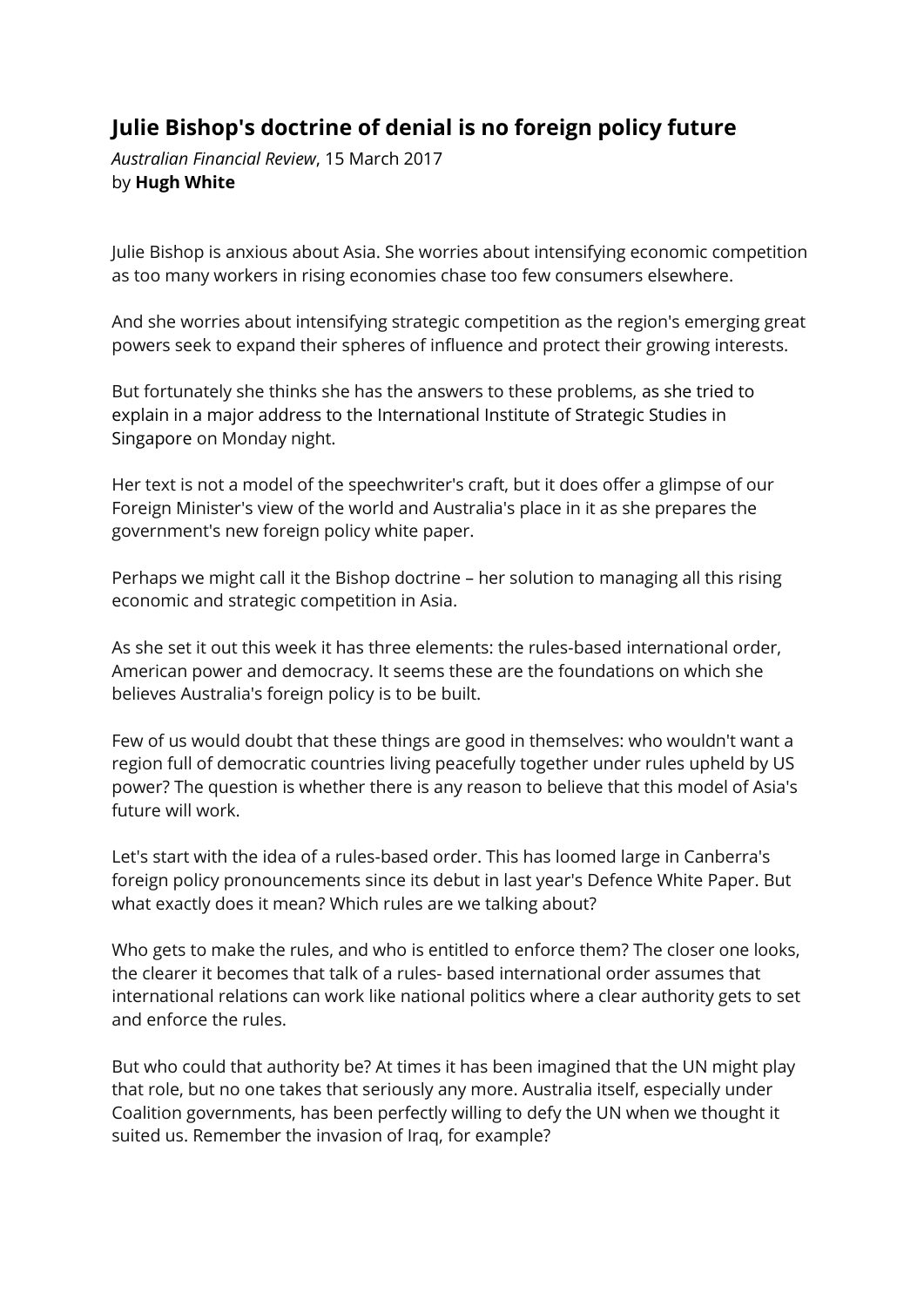# Julie Bishop's doctrine of denial is no foreign policy future

*Australian Financial Review*, 15 March 2017
by **Hugh White**

Julie Bishop is anxious about Asia. She worries about intensifying economic competition as too many workers in rising economies chase too few consumers elsewhere.

And she worries about intensifying strategic competition as the region's emerging great powers seek to expand their spheres of influence and protect their growing interests.

But fortunately she thinks she has the answers to these problems, as she tried to explain in a major address to the International Institute of Strategic Studies in Singapore on Monday night.

Her text is not a model of the speechwriter's craft, but it does offer a glimpse of our Foreign Minister's view of the world and Australia's place in it as she prepares the government's new foreign policy white paper.

Perhaps we might call it the Bishop doctrine – her solution to managing all this rising economic and strategic competition in Asia.

As she set it out this week it has three elements: the rules-based international order, American power and democracy. It seems these are the foundations on which she believes Australia's foreign policy is to be built.

Few of us would doubt that these things are good in themselves: who wouldn't want a region full of democratic countries living peacefully together under rules upheld by US power? The question is whether there is any reason to believe that this model of Asia's future will work.

Let's start with the idea of a rules-based order. This has loomed large in Canberra's foreign policy pronouncements since its debut in last year's Defence White Paper. But what exactly does it mean? Which rules are we talking about?

Who gets to make the rules, and who is entitled to enforce them? The closer one looks, the clearer it becomes that talk of a rules- based international order assumes that international relations can work like national politics where a clear authority gets to set and enforce the rules.

But who could that authority be? At times it has been imagined that the UN might play that role, but no one takes that seriously any more. Australia itself, especially under Coalition governments, has been perfectly willing to defy the UN when we thought it suited us. Remember the invasion of Iraq, for example?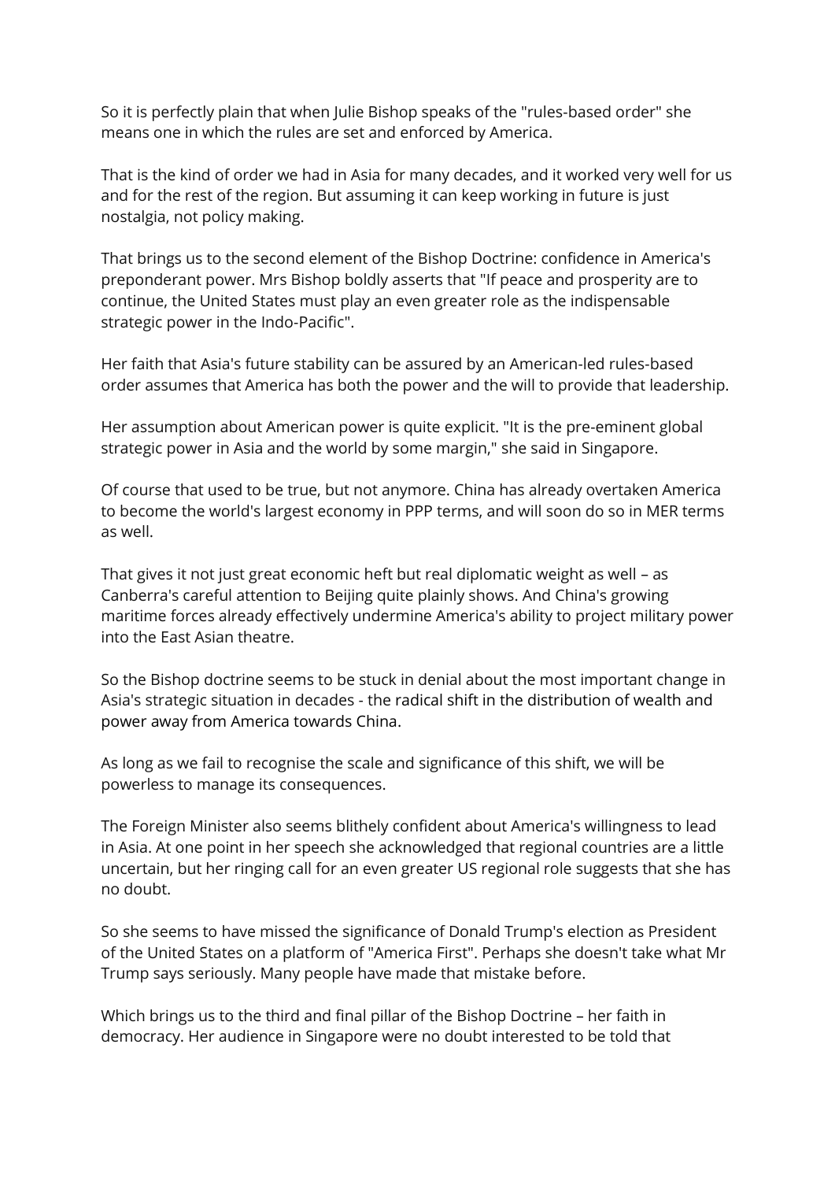So it is perfectly plain that when Julie Bishop speaks of the "rules-based order" she means one in which the rules are set and enforced by America.

That is the kind of order we had in Asia for many decades, and it worked very well for us and for the rest of the region. But assuming it can keep working in future is just nostalgia, not policy making.

That brings us to the second element of the Bishop Doctrine: confidence in America's preponderant power. Mrs Bishop boldly asserts that "If peace and prosperity are to continue, the United States must play an even greater role as the indispensable strategic power in the Indo-Pacific".

Her faith that Asia's future stability can be assured by an American-led rules-based order assumes that America has both the power and the will to provide that leadership.

Her assumption about American power is quite explicit. "It is the pre-eminent global strategic power in Asia and the world by some margin," she said in Singapore.

Of course that used to be true, but not anymore. China has already overtaken America to become the world's largest economy in PPP terms, and will soon do so in MER terms as well.

That gives it not just great economic heft but real diplomatic weight as well – as Canberra's careful attention to Beijing quite plainly shows. And China's growing maritime forces already effectively undermine America's ability to project military power into the East Asian theatre.

So the Bishop doctrine seems to be stuck in denial about the most important change in Asia's strategic situation in decades - the radical shift in the distribution of wealth and power away from America towards China.

As long as we fail to recognise the scale and significance of this shift, we will be powerless to manage its consequences.

The Foreign Minister also seems blithely confident about America's willingness to lead in Asia. At one point in her speech she acknowledged that regional countries are a little uncertain, but her ringing call for an even greater US regional role suggests that she has no doubt.

So she seems to have missed the significance of Donald Trump's election as President of the United States on a platform of "America First". Perhaps she doesn't take what Mr Trump says seriously. Many people have made that mistake before.

Which brings us to the third and final pillar of the Bishop Doctrine – her faith in democracy. Her audience in Singapore were no doubt interested to be told that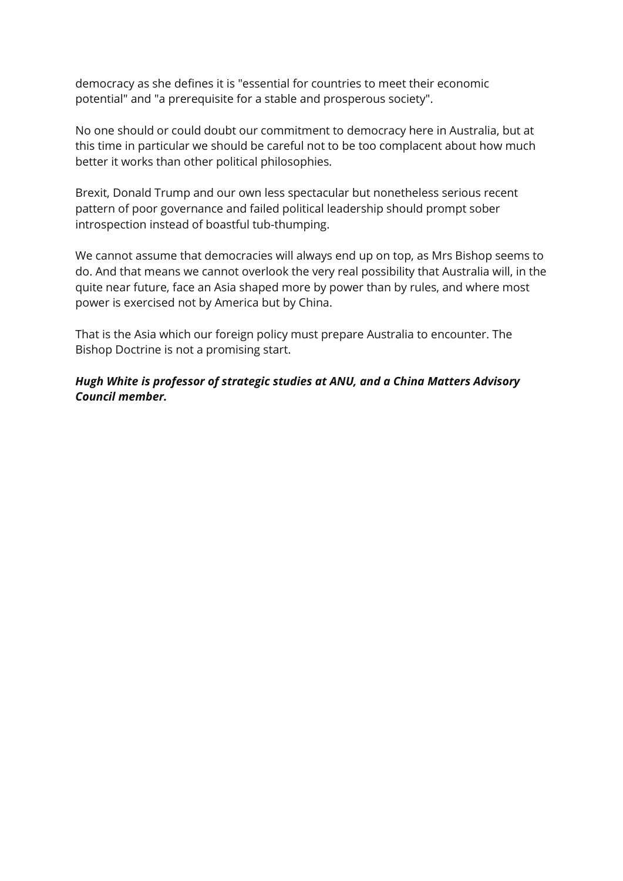democracy as she defines it is "essential for countries to meet their economic potential" and "a prerequisite for a stable and prosperous society".

No one should or could doubt our commitment to democracy here in Australia, but at this time in particular we should be careful not to be too complacent about how much better it works than other political philosophies.

Brexit, Donald Trump and our own less spectacular but nonetheless serious recent pattern of poor governance and failed political leadership should prompt sober introspection instead of boastful tub-thumping.

We cannot assume that democracies will always end up on top, as Mrs Bishop seems to do. And that means we cannot overlook the very real possibility that Australia will, in the quite near future, face an Asia shaped more by power than by rules, and where most power is exercised not by America but by China.

That is the Asia which our foreign policy must prepare Australia to encounter. The Bishop Doctrine is not a promising start.

***Hugh White is professor of strategic studies at ANU, and a China Matters Advisory Council member.***